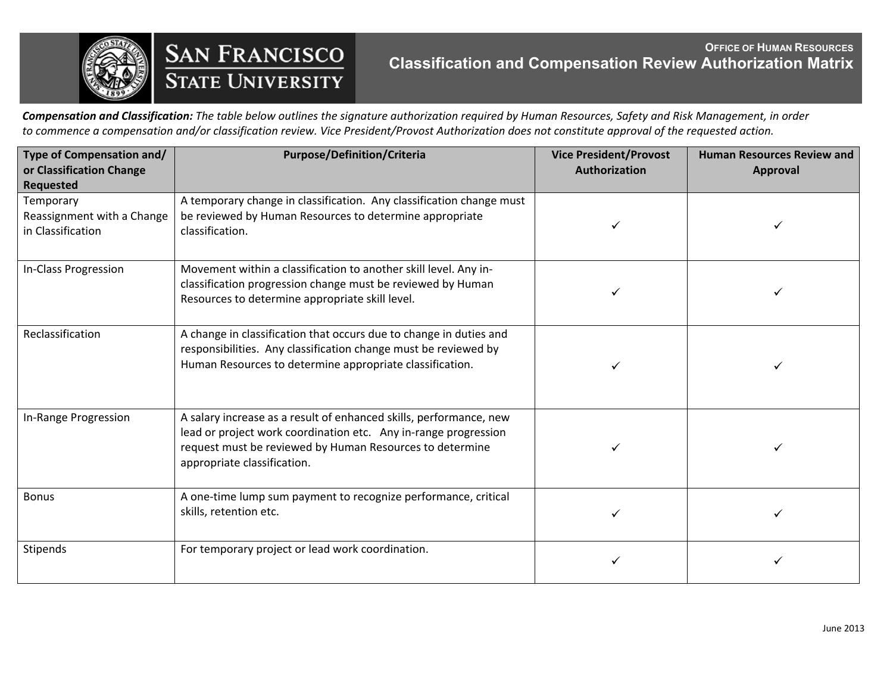# Office of Human Resources

## Classification and Compensation Review Authorization Matrix

***Compensation and Classification:*** *The table below outlines the signature authorization required by Human Resources, Safety and Risk Management, in order to commence a compensation and/or classification review. Vice President/Provost Authorization does not constitute approval of the requested action.*

| Type of Compensation and/ or Classification Change Requested | Purpose/Definition/Criteria | Vice President/Provost Authorization | Human Resources Review and Approval |
|---|---|---|---|
| Temporary Reassignment with a Change in Classification | A temporary change in classification. Any classification change must be reviewed by Human Resources to determine appropriate classification. | ✓ | ✓ |
| In-Class Progression | Movement within a classification to another skill level. Any in-classification progression change must be reviewed by Human Resources to determine appropriate skill level. | ✓ | ✓ |
| Reclassification | A change in classification that occurs due to change in duties and responsibilities. Any classification change must be reviewed by Human Resources to determine appropriate classification. | ✓ | ✓ |
| In-Range Progression | A salary increase as a result of enhanced skills, performance, new lead or project work coordination etc. Any in-range progression request must be reviewed by Human Resources to determine appropriate classification. | ✓ | ✓ |
| Bonus | A one-time lump sum payment to recognize performance, critical skills, retention etc. | ✓ | ✓ |
| Stipends | For temporary project or lead work coordination. | ✓ | ✓ |

June 2013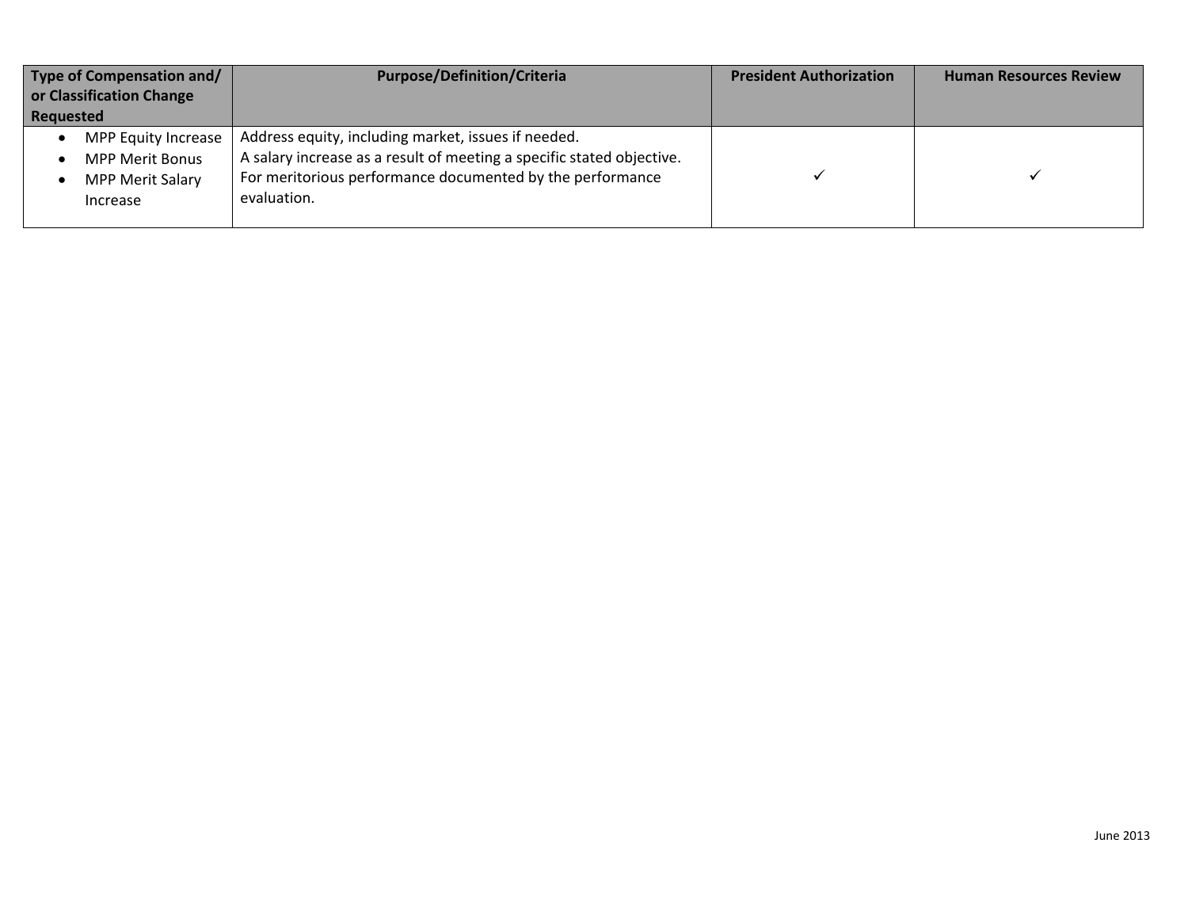| Type of Compensation and/ or Classification Change Requested | Purpose/Definition/Criteria | President Authorization | Human Resources Review |
|---|---|---|---|
| • MPP Equity Increase<br>• MPP Merit Bonus<br>• MPP Merit Salary Increase | Address equity, including market, issues if needed.<br>A salary increase as a result of meeting a specific stated objective.<br>For meritorious performance documented by the performance evaluation. | ✓ | ✓ |

June 2013